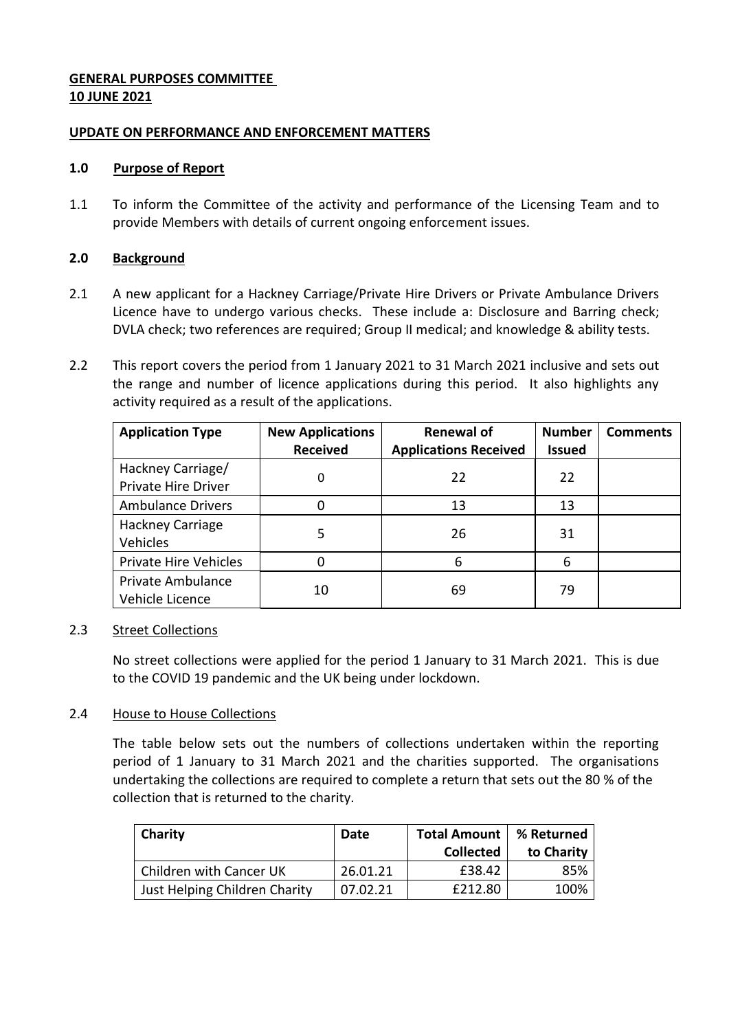**GENERAL PURPOSES COMMITTEE**
**10 JUNE 2021**

**UPDATE ON PERFORMANCE AND ENFORCEMENT MATTERS**

## 1.0 Purpose of Report

1.1 To inform the Committee of the activity and performance of the Licensing Team and to provide Members with details of current ongoing enforcement issues.

## 2.0 Background

2.1 A new applicant for a Hackney Carriage/Private Hire Drivers or Private Ambulance Drivers Licence have to undergo various checks. These include a: Disclosure and Barring check; DVLA check; two references are required; Group II medical; and knowledge & ability tests.

2.2 This report covers the period from 1 January 2021 to 31 March 2021 inclusive and sets out the range and number of licence applications during this period. It also highlights any activity required as a result of the applications.

| Application Type | New Applications Received | Renewal of Applications Received | Number Issued | Comments |
|---|---|---|---|---|
| Hackney Carriage/ Private Hire Driver | 0 | 22 | 22 | |
| Ambulance Drivers | 0 | 13 | 13 | |
| Hackney Carriage Vehicles | 5 | 26 | 31 | |
| Private Hire Vehicles | 0 | 6 | 6 | |
| Private Ambulance Vehicle Licence | 10 | 69 | 79 | |

2.3 Street Collections

No street collections were applied for the period 1 January to 31 March 2021. This is due to the COVID 19 pandemic and the UK being under lockdown.

2.4 House to House Collections

The table below sets out the numbers of collections undertaken within the reporting period of 1 January to 31 March 2021 and the charities supported. The organisations undertaking the collections are required to complete a return that sets out the 80 % of the collection that is returned to the charity.

| Charity | Date | Total Amount Collected | % Returned to Charity |
|---|---|---|---|
| Children with Cancer UK | 26.01.21 | £38.42 | 85% |
| Just Helping Children Charity | 07.02.21 | £212.80 | 100% |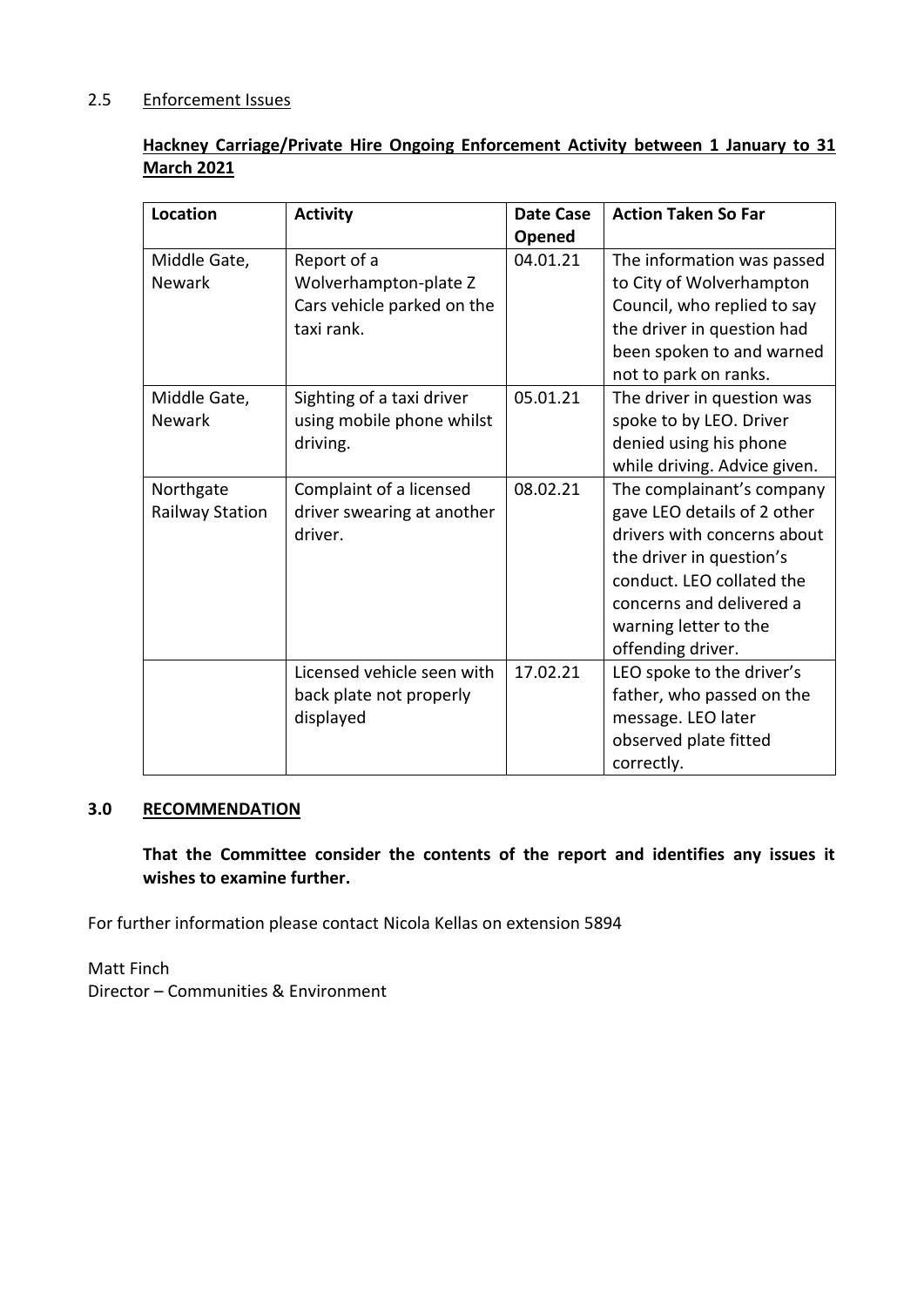## 2.5 Enforcement Issues

**Hackney Carriage/Private Hire Ongoing Enforcement Activity between 1 January to 31 March 2021**

| Location | Activity | Date Case Opened | Action Taken So Far |
|---|---|---|---|
| Middle Gate, Newark | Report of a Wolverhampton-plate Z Cars vehicle parked on the taxi rank. | 04.01.21 | The information was passed to City of Wolverhampton Council, who replied to say the driver in question had been spoken to and warned not to park on ranks. |
| Middle Gate, Newark | Sighting of a taxi driver using mobile phone whilst driving. | 05.01.21 | The driver in question was spoke to by LEO. Driver denied using his phone while driving. Advice given. |
| Northgate Railway Station | Complaint of a licensed driver swearing at another driver. | 08.02.21 | The complainant's company gave LEO details of 2 other drivers with concerns about the driver in question's conduct. LEO collated the concerns and delivered a warning letter to the offending driver. |
| | Licensed vehicle seen with back plate not properly displayed | 17.02.21 | LEO spoke to the driver's father, who passed on the message. LEO later observed plate fitted correctly. |

## 3.0 RECOMMENDATION

**That the Committee consider the contents of the report and identifies any issues it wishes to examine further.**

For further information please contact Nicola Kellas on extension 5894

Matt Finch
Director – Communities & Environment